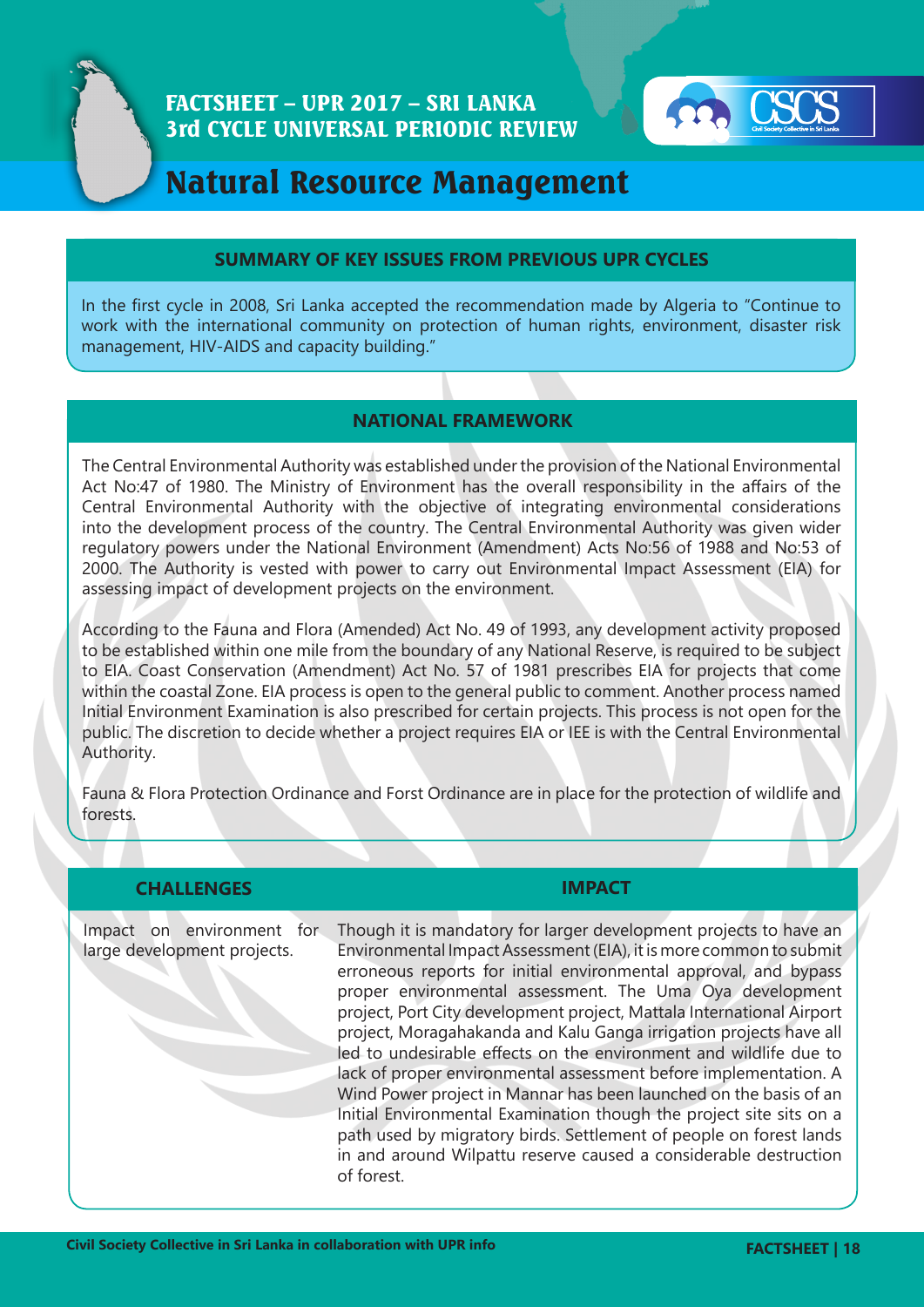# FACTSHEET – UPR 2017 – SRI LANKA
# 3rd CYCLE UNIVERSAL PERIODIC REVIEW

# Natural Resource Management

## SUMMARY OF KEY ISSUES FROM PREVIOUS UPR CYCLES

In the first cycle in 2008, Sri Lanka accepted the recommendation made by Algeria to "Continue to work with the international community on protection of human rights, environment, disaster risk management, HIV-AIDS and capacity building."

## NATIONAL FRAMEWORK

The Central Environmental Authority was established under the provision of the National Environmental Act No:47 of 1980. The Ministry of Environment has the overall responsibility in the affairs of the Central Environmental Authority with the objective of integrating environmental considerations into the development process of the country. The Central Environmental Authority was given wider regulatory powers under the National Environment (Amendment) Acts No:56 of 1988 and No:53 of 2000. The Authority is vested with power to carry out Environmental Impact Assessment (EIA) for assessing impact of development projects on the environment.

According to the Fauna and Flora (Amended) Act No. 49 of 1993, any development activity proposed to be established within one mile from the boundary of any National Reserve, is required to be subject to EIA. Coast Conservation (Amendment) Act No. 57 of 1981 prescribes EIA for projects that come within the coastal Zone. EIA process is open to the general public to comment. Another process named Initial Environment Examination is also prescribed for certain projects. This process is not open for the public. The discretion to decide whether a project requires EIA or IEE is with the Central Environmental Authority.

Fauna & Flora Protection Ordinance and Forst Ordinance are in place for the protection of wildlife and forests.

| CHALLENGES | IMPACT |
|---|---|
| Impact on environment for large development projects. | Though it is mandatory for larger development projects to have an Environmental Impact Assessment (EIA), it is more common to submit erroneous reports for initial environmental approval, and bypass proper environmental assessment. The Uma Oya development project, Port City development project, Mattala International Airport project, Moragahakanda and Kalu Ganga irrigation projects have all led to undesirable effects on the environment and wildlife due to lack of proper environmental assessment before implementation. A Wind Power project in Mannar has been launched on the basis of an Initial Environmental Examination though the project site sits on a path used by migratory birds. Settlement of people on forest lands in and around Wilpattu reserve caused a considerable destruction of forest. |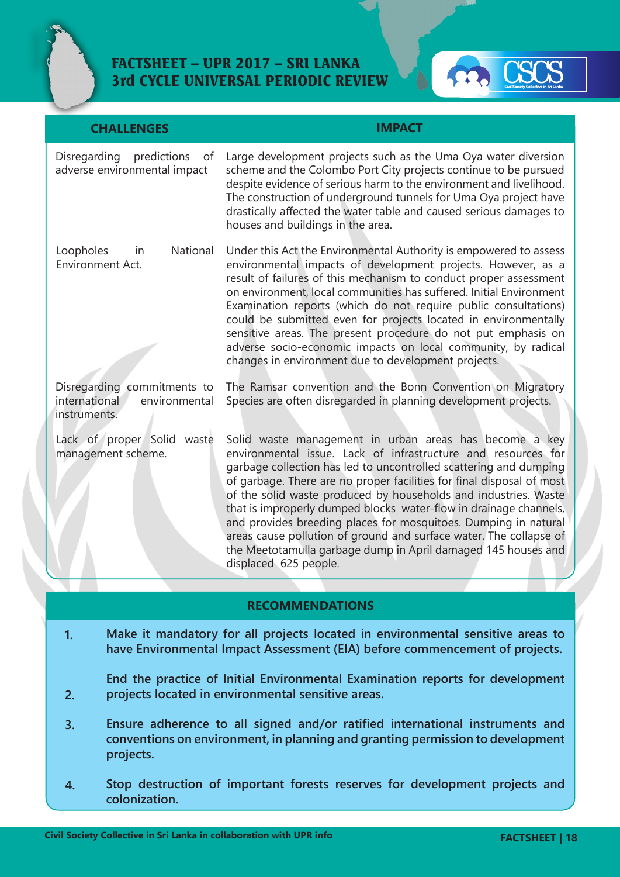| CHALLENGES | IMPACT |
|---|---|
| Disregarding predictions of adverse environmental impact | Large development projects such as the Uma Oya water diversion scheme and the Colombo Port City projects continue to be pursued despite evidence of serious harm to the environment and livelihood. The construction of underground tunnels for Uma Oya project have drastically affected the water table and caused serious damages to houses and buildings in the area. |
| Loopholes in National Environment Act. | Under this Act the Environmental Authority is empowered to assess environmental impacts of development projects. However, as a result of failures of this mechanism to conduct proper assessment on environment, local communities has suffered. Initial Environment Examination reports (which do not require public consultations) could be submitted even for projects located in environmentally sensitive areas. The present procedure do not put emphasis on adverse socio-economic impacts on local community, by radical changes in environment due to development projects. |
| Disregarding commitments to international environmental instruments. | The Ramsar convention and the Bonn Convention on Migratory Species are often disregarded in planning development projects. |
| Lack of proper Solid waste management scheme. | Solid waste management in urban areas has become a key environmental issue. Lack of infrastructure and resources for garbage collection has led to uncontrolled scattering and dumping of garbage. There are no proper facilities for final disposal of most of the solid waste produced by households and industries. Waste that is improperly dumped blocks water-flow in drainage channels, and provides breeding places for mosquitoes. Dumping in natural areas cause pollution of ground and surface water. The collapse of the Meetotamulla garbage dump in April damaged 145 houses and displaced 625 people. |

## RECOMMENDATIONS

1. **Make it mandatory for all projects located in environmental sensitive areas to have Environmental Impact Assessment (EIA) before commencement of projects.**
2. **End the practice of Initial Environmental Examination reports for development projects located in environmental sensitive areas.**
3. **Ensure adherence to all signed and/or ratified international instruments and conventions on environment, in planning and granting permission to development projects.**
4. **Stop destruction of important forests reserves for development projects and colonization.**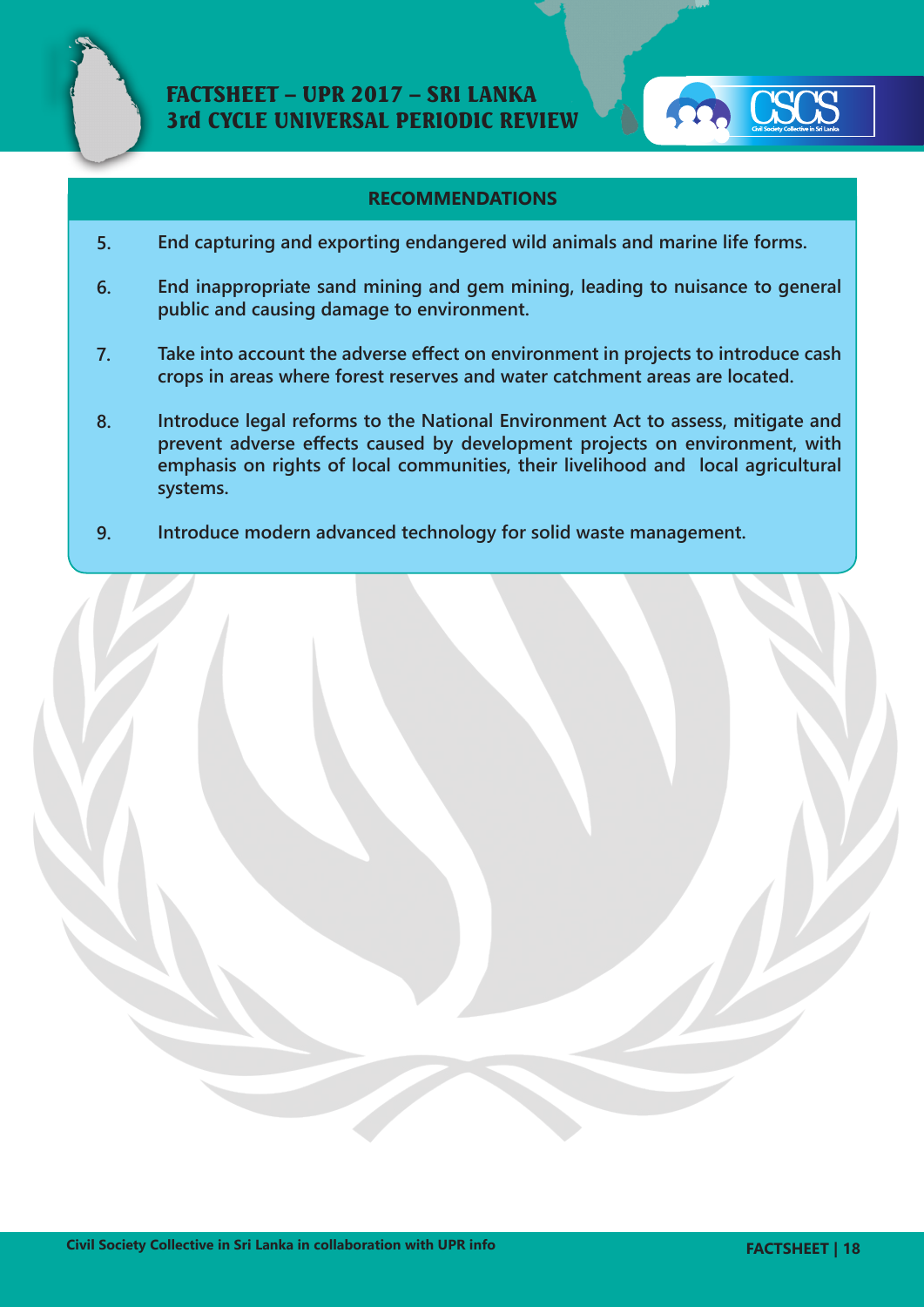## RECOMMENDATIONS

5. End capturing and exporting endangered wild animals and marine life forms.
6. End inappropriate sand mining and gem mining, leading to nuisance to general public and causing damage to environment.
7. Take into account the adverse effect on environment in projects to introduce cash crops in areas where forest reserves and water catchment areas are located.
8. Introduce legal reforms to the National Environment Act to assess, mitigate and prevent adverse effects caused by development projects on environment, with emphasis on rights of local communities, their livelihood and local agricultural systems.
9. Introduce modern advanced technology for solid waste management.